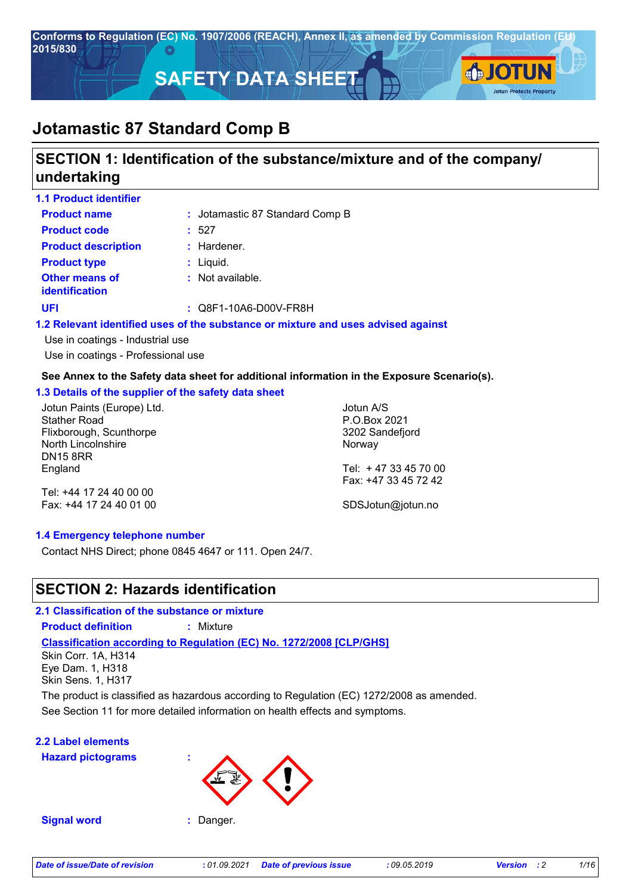Conforms to Regulation (EC) No. 1907/2006 (REACH), Annex II, as amended by Commission Regulation (EU) 2015/830

# SAFETY DATA SHEET

# Jotamastic 87 Standard Comp B

## SECTION 1: Identification of the substance/mixture and of the company/undertaking

### 1.1 Product identifier

| | |
|---|---|
| **Product name** | : Jotamastic 87 Standard Comp B |
| **Product code** | : 527 |
| **Product description** | : Hardener. |
| **Product type** | : Liquid. |
| **Other means of identification** | : Not available. |
| **UFI** | : Q8F1-10A6-D00V-FR8H |

### 1.2 Relevant identified uses of the substance or mixture and uses advised against

Use in coatings - Industrial use
Use in coatings - Professional use

**See Annex to the Safety data sheet for additional information in the Exposure Scenario(s).**

### 1.3 Details of the supplier of the safety data sheet

Jotun Paints (Europe) Ltd.
Stather Road
Flixborough, Scunthorpe
North Lincolnshire
DN15 8RR
England

Tel: +44 17 24 40 00 00
Fax: +44 17 24 40 01 00

Jotun A/S
P.O.Box 2021
3202 Sandefjord
Norway

Tel: + 47 33 45 70 00
Fax: +47 33 45 72 42

SDSJotun@jotun.no

### 1.4 Emergency telephone number

Contact NHS Direct; phone 0845 4647 or 111. Open 24/7.

## SECTION 2: Hazards identification

### 2.1 Classification of the substance or mixture

**Product definition** : Mixture

**Classification according to Regulation (EC) No. 1272/2008 [CLP/GHS]**

Skin Corr. 1A, H314
Eye Dam. 1, H318
Skin Sens. 1, H317

The product is classified as hazardous according to Regulation (EC) 1272/2008 as amended.

See Section 11 for more detailed information on health effects and symptoms.

### 2.2 Label elements

**Hazard pictograms** :

**Signal word** : Danger.

*Date of issue/Date of revision* : 01.09.2021 *Date of previous issue* : 09.05.2019 *Version* : 2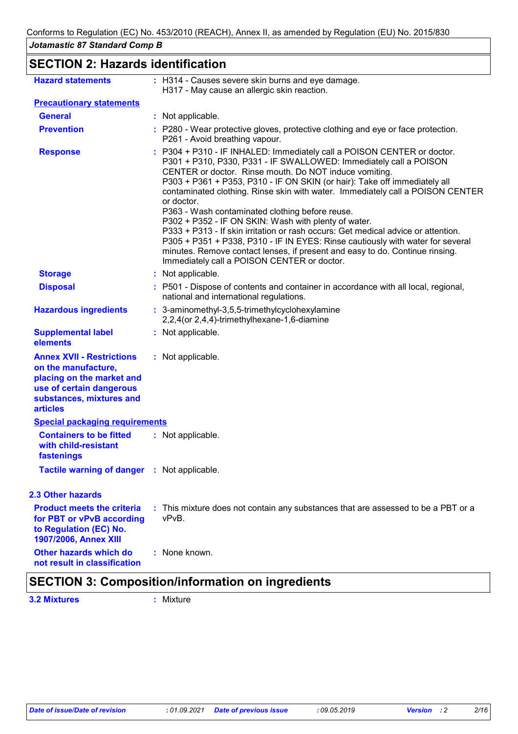## SECTION 2: Hazards identification

**Hazard statements** : H314 - Causes severe skin burns and eye damage.
H317 - May cause an allergic skin reaction.

**Precautionary statements**

**General** : Not applicable.

**Prevention** : P280 - Wear protective gloves, protective clothing and eye or face protection.
P261 - Avoid breathing vapour.

**Response** : P304 + P310 - IF INHALED: Immediately call a POISON CENTER or doctor.
P301 + P310, P330, P331 - IF SWALLOWED: Immediately call a POISON CENTER or doctor. Rinse mouth. Do NOT induce vomiting.
P303 + P361 + P353, P310 - IF ON SKIN (or hair): Take off immediately all contaminated clothing. Rinse skin with water. Immediately call a POISON CENTER or doctor.
P363 - Wash contaminated clothing before reuse.
P302 + P352 - IF ON SKIN: Wash with plenty of water.
P333 + P313 - If skin irritation or rash occurs: Get medical advice or attention.
P305 + P351 + P338, P310 - IF IN EYES: Rinse cautiously with water for several minutes. Remove contact lenses, if present and easy to do. Continue rinsing. Immediately call a POISON CENTER or doctor.

**Storage** : Not applicable.

**Disposal** : P501 - Dispose of contents and container in accordance with all local, regional, national and international regulations.

**Hazardous ingredients** : 3-aminomethyl-3,5,5-trimethylcyclohexylamine
2,2,4(or 2,4,4)-trimethylhexane-1,6-diamine

**Supplemental label elements** : Not applicable.

**Annex XVII - Restrictions on the manufacture, placing on the market and use of certain dangerous substances, mixtures and articles** : Not applicable.

**Special packaging requirements**

**Containers to be fitted with child-resistant fastenings** : Not applicable.

**Tactile warning of danger** : Not applicable.

### 2.3 Other hazards

**Product meets the criteria for PBT or vPvB according to Regulation (EC) No. 1907/2006, Annex XIII** : This mixture does not contain any substances that are assessed to be a PBT or a vPvB.

**Other hazards which do not result in classification** : None known.

## SECTION 3: Composition/information on ingredients

**3.2 Mixtures** : Mixture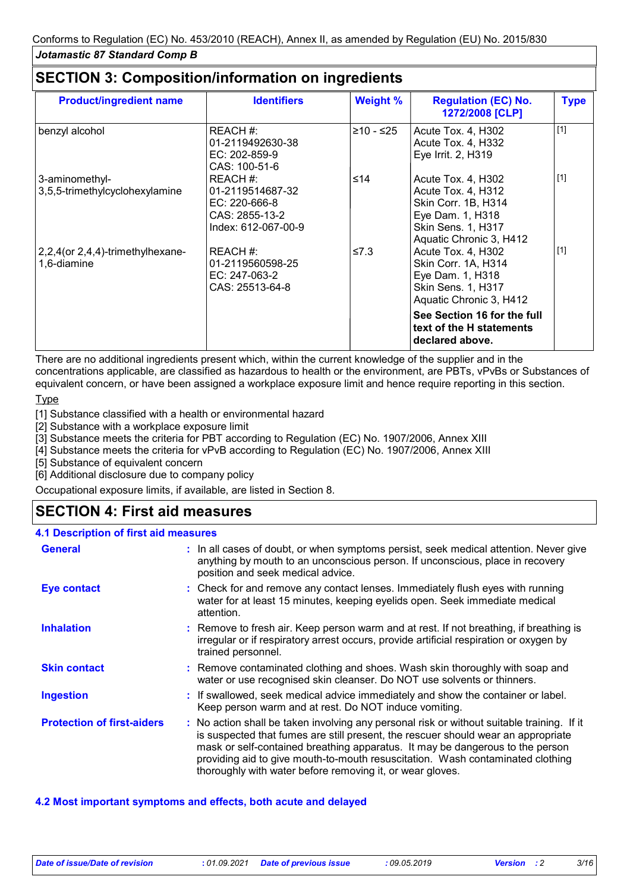## SECTION 3: Composition/information on ingredients

| Product/ingredient name | Identifiers | Weight % | Regulation (EC) No. 1272/2008 [CLP] | Type |
|---|---|---|---|---|
| benzyl alcohol | REACH #: 01-2119492630-38<br>EC: 202-859-9<br>CAS: 100-51-6 | ≥10 - ≤25 | Acute Tox. 4, H302<br>Acute Tox. 4, H332<br>Eye Irrit. 2, H319 | [1] |
| 3-aminomethyl-3,5,5-trimethylcyclohexylamine | REACH #: 01-2119514687-32<br>EC: 220-666-8<br>CAS: 2855-13-2<br>Index: 612-067-00-9 | ≤14 | Acute Tox. 4, H302<br>Acute Tox. 4, H312<br>Skin Corr. 1B, H314<br>Eye Dam. 1, H318<br>Skin Sens. 1, H317<br>Aquatic Chronic 3, H412 | [1] |
| 2,2,4(or 2,4,4)-trimethylhexane-1,6-diamine | REACH #: 01-2119560598-25<br>EC: 247-063-2<br>CAS: 25513-64-8 | ≤7.3 | Acute Tox. 4, H302<br>Skin Corr. 1A, H314<br>Eye Dam. 1, H318<br>Skin Sens. 1, H317<br>Aquatic Chronic 3, H412 | [1] |
| | | | **See Section 16 for the full text of the H statements declared above.** | |

There are no additional ingredients present which, within the current knowledge of the supplier and in the concentrations applicable, are classified as hazardous to health or the environment, are PBTs, vPvBs or Substances of equivalent concern, or have been assigned a workplace exposure limit and hence require reporting in this section.

Type

[1] Substance classified with a health or environmental hazard
[2] Substance with a workplace exposure limit
[3] Substance meets the criteria for PBT according to Regulation (EC) No. 1907/2006, Annex XIII
[4] Substance meets the criteria for vPvB according to Regulation (EC) No. 1907/2006, Annex XIII
[5] Substance of equivalent concern
[6] Additional disclosure due to company policy

Occupational exposure limits, if available, are listed in Section 8.

## SECTION 4: First aid measures

### 4.1 Description of first aid measures

**General** : In all cases of doubt, or when symptoms persist, seek medical attention. Never give anything by mouth to an unconscious person. If unconscious, place in recovery position and seek medical advice.

**Eye contact** : Check for and remove any contact lenses. Immediately flush eyes with running water for at least 15 minutes, keeping eyelids open. Seek immediate medical attention.

**Inhalation** : Remove to fresh air. Keep person warm and at rest. If not breathing, if breathing is irregular or if respiratory arrest occurs, provide artificial respiration or oxygen by trained personnel.

**Skin contact** : Remove contaminated clothing and shoes. Wash skin thoroughly with soap and water or use recognised skin cleanser. Do NOT use solvents or thinners.

**Ingestion** : If swallowed, seek medical advice immediately and show the container or label. Keep person warm and at rest. Do NOT induce vomiting.

**Protection of first-aiders** : No action shall be taken involving any personal risk or without suitable training. If it is suspected that fumes are still present, the rescuer should wear an appropriate mask or self-contained breathing apparatus. It may be dangerous to the person providing aid to give mouth-to-mouth resuscitation. Wash contaminated clothing thoroughly with water before removing it, or wear gloves.

### 4.2 Most important symptoms and effects, both acute and delayed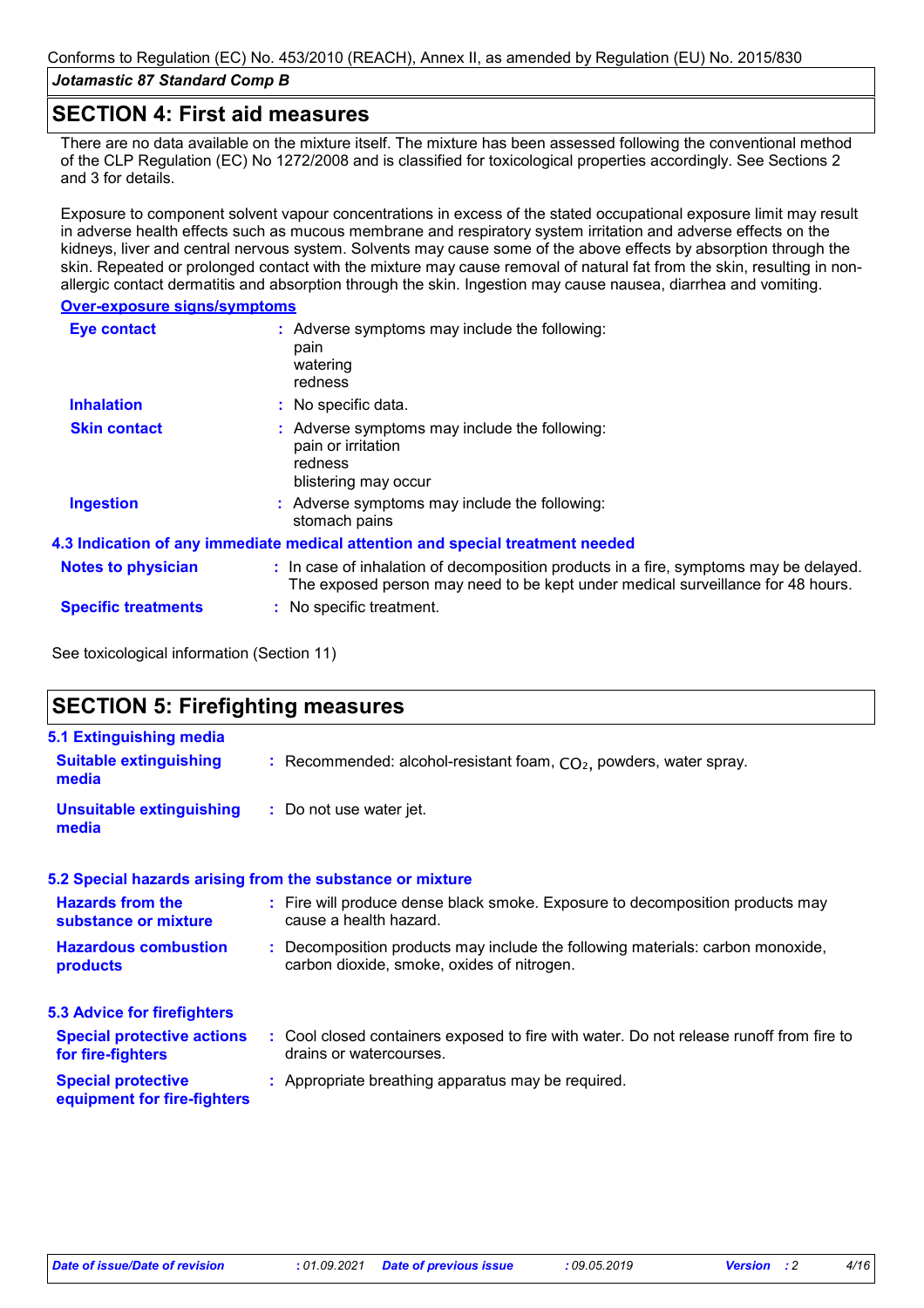## SECTION 4: First aid measures

There are no data available on the mixture itself. The mixture has been assessed following the conventional method of the CLP Regulation (EC) No 1272/2008 and is classified for toxicological properties accordingly. See Sections 2 and 3 for details.

Exposure to component solvent vapour concentrations in excess of the stated occupational exposure limit may result in adverse health effects such as mucous membrane and respiratory system irritation and adverse effects on the kidneys, liver and central nervous system. Solvents may cause some of the above effects by absorption through the skin. Repeated or prolonged contact with the mixture may cause removal of natural fat from the skin, resulting in non-allergic contact dermatitis and absorption through the skin. Ingestion may cause nausea, diarrhea and vomiting.

**Over-exposure signs/symptoms**

**Eye contact** : Adverse symptoms may include the following:
pain
watering
redness

**Inhalation** : No specific data.

**Skin contact** : Adverse symptoms may include the following:
pain or irritation
redness
blistering may occur

**Ingestion** : Adverse symptoms may include the following:
stomach pains

### 4.3 Indication of any immediate medical attention and special treatment needed

**Notes to physician** : In case of inhalation of decomposition products in a fire, symptoms may be delayed. The exposed person may need to be kept under medical surveillance for 48 hours.

**Specific treatments** : No specific treatment.

See toxicological information (Section 11)

## SECTION 5: Firefighting measures

### 5.1 Extinguishing media

**Suitable extinguishing media** : Recommended: alcohol-resistant foam, $CO_2$, powders, water spray.

**Unsuitable extinguishing media** : Do not use water jet.

### 5.2 Special hazards arising from the substance or mixture

**Hazards from the substance or mixture** : Fire will produce dense black smoke. Exposure to decomposition products may cause a health hazard.

**Hazardous combustion products** : Decomposition products may include the following materials: carbon monoxide, carbon dioxide, smoke, oxides of nitrogen.

### 5.3 Advice for firefighters

**Special protective actions for fire-fighters** : Cool closed containers exposed to fire with water. Do not release runoff from fire to drains or watercourses.

**Special protective equipment for fire-fighters** : Appropriate breathing apparatus may be required.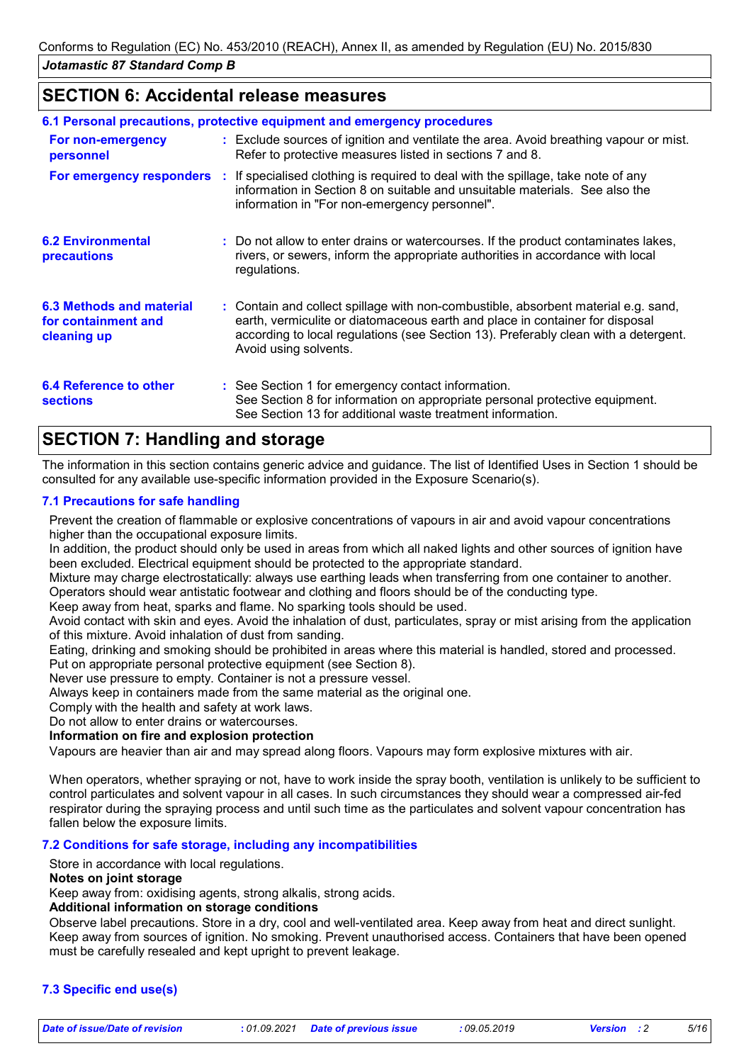## SECTION 6: Accidental release measures

### 6.1 Personal precautions, protective equipment and emergency procedures

**For non-emergency personnel** : Exclude sources of ignition and ventilate the area. Avoid breathing vapour or mist. Refer to protective measures listed in sections 7 and 8.

**For emergency responders** : If specialised clothing is required to deal with the spillage, take note of any information in Section 8 on suitable and unsuitable materials. See also the information in "For non-emergency personnel".

**6.2 Environmental precautions** : Do not allow to enter drains or watercourses. If the product contaminates lakes, rivers, or sewers, inform the appropriate authorities in accordance with local regulations.

**6.3 Methods and material for containment and cleaning up** : Contain and collect spillage with non-combustible, absorbent material e.g. sand, earth, vermiculite or diatomaceous earth and place in container for disposal according to local regulations (see Section 13). Preferably clean with a detergent. Avoid using solvents.

**6.4 Reference to other sections** : See Section 1 for emergency contact information.
See Section 8 for information on appropriate personal protective equipment.
See Section 13 for additional waste treatment information.

## SECTION 7: Handling and storage

The information in this section contains generic advice and guidance. The list of Identified Uses in Section 1 should be consulted for any available use-specific information provided in the Exposure Scenario(s).

### 7.1 Precautions for safe handling

Prevent the creation of flammable or explosive concentrations of vapours in air and avoid vapour concentrations higher than the occupational exposure limits.
In addition, the product should only be used in areas from which all naked lights and other sources of ignition have been excluded. Electrical equipment should be protected to the appropriate standard.
Mixture may charge electrostatically: always use earthing leads when transferring from one container to another. Operators should wear antistatic footwear and clothing and floors should be of the conducting type.
Keep away from heat, sparks and flame. No sparking tools should be used.
Avoid contact with skin and eyes. Avoid the inhalation of dust, particulates, spray or mist arising from the application of this mixture. Avoid inhalation of dust from sanding.
Eating, drinking and smoking should be prohibited in areas where this material is handled, stored and processed.
Put on appropriate personal protective equipment (see Section 8).
Never use pressure to empty. Container is not a pressure vessel.
Always keep in containers made from the same material as the original one.
Comply with the health and safety at work laws.
Do not allow to enter drains or watercourses.

**Information on fire and explosion protection**

Vapours are heavier than air and may spread along floors. Vapours may form explosive mixtures with air.

When operators, whether spraying or not, have to work inside the spray booth, ventilation is unlikely to be sufficient to control particulates and solvent vapour in all cases. In such circumstances they should wear a compressed air-fed respirator during the spraying process and until such time as the particulates and solvent vapour concentration has fallen below the exposure limits.

### 7.2 Conditions for safe storage, including any incompatibilities

Store in accordance with local regulations.

**Notes on joint storage**

Keep away from: oxidising agents, strong alkalis, strong acids.

**Additional information on storage conditions**

Observe label precautions. Store in a dry, cool and well-ventilated area. Keep away from heat and direct sunlight. Keep away from sources of ignition. No smoking. Prevent unauthorised access. Containers that have been opened must be carefully resealed and kept upright to prevent leakage.

### 7.3 Specific end use(s)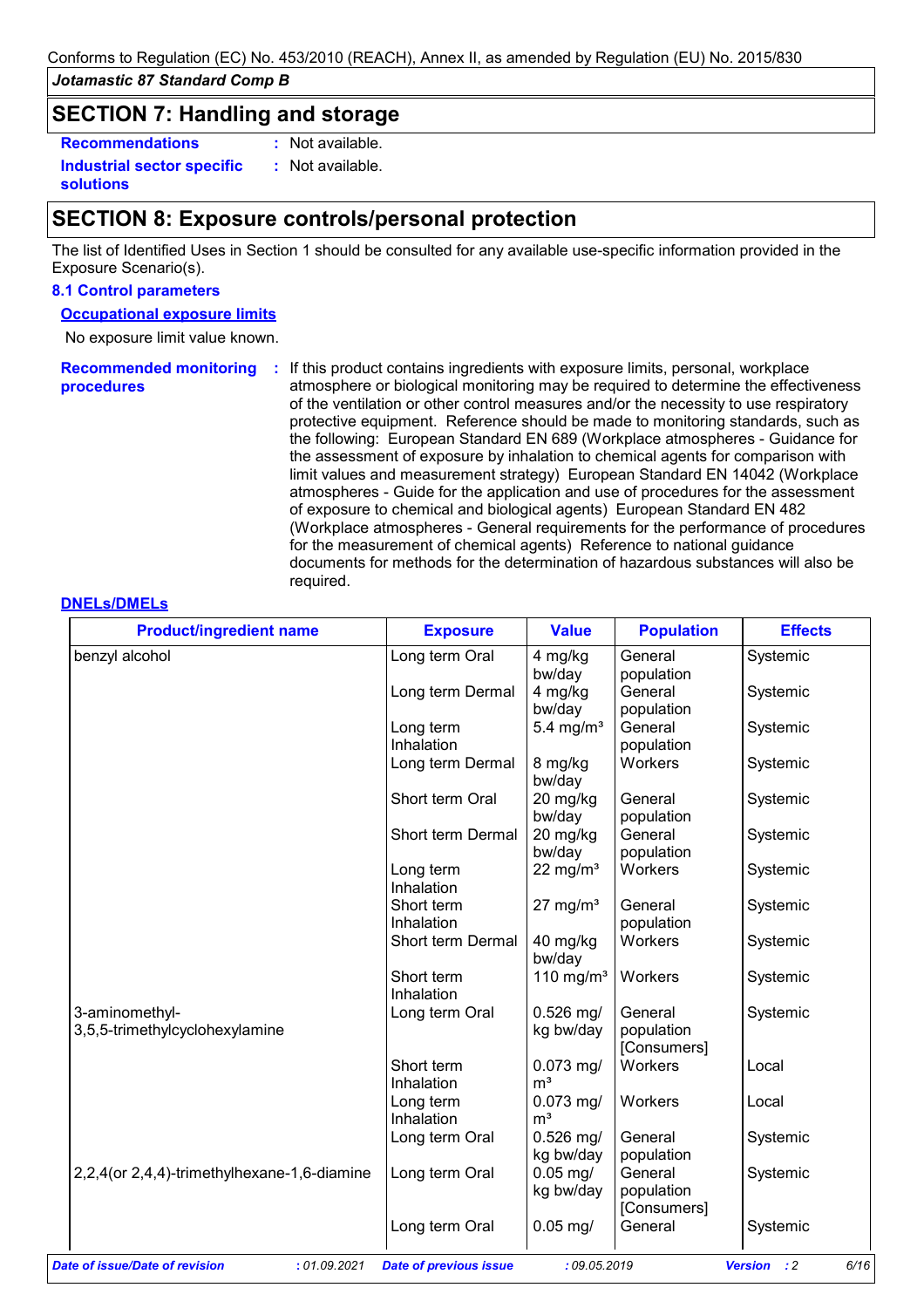Conforms to Regulation (EC) No. 453/2010 (REACH), Annex II, as amended by Regulation (EU) No. 2015/830

*Jotamastic 87 Standard Comp B*

## SECTION 7: Handling and storage

**Recommendations** : Not available.

**Industrial sector specific solutions** : Not available.

## SECTION 8: Exposure controls/personal protection

The list of Identified Uses in Section 1 should be consulted for any available use-specific information provided in the Exposure Scenario(s).

### 8.1 Control parameters

**Occupational exposure limits**

No exposure limit value known.

**Recommended monitoring procedures** : If this product contains ingredients with exposure limits, personal, workplace atmosphere or biological monitoring may be required to determine the effectiveness of the ventilation or other control measures and/or the necessity to use respiratory protective equipment. Reference should be made to monitoring standards, such as the following: European Standard EN 689 (Workplace atmospheres - Guidance for the assessment of exposure by inhalation to chemical agents for comparison with limit values and measurement strategy) European Standard EN 14042 (Workplace atmospheres - Guide for the application and use of procedures for the assessment of exposure to chemical and biological agents) European Standard EN 482 (Workplace atmospheres - General requirements for the performance of procedures for the measurement of chemical agents) Reference to national guidance documents for methods for the determination of hazardous substances will also be required.

**DNELs/DMELs**

| Product/ingredient name | Exposure | Value | Population | Effects |
|---|---|---|---|---|
| benzyl alcohol | Long term Oral | 4 mg/kg bw/day | General population | Systemic |
| | Long term Dermal | 4 mg/kg bw/day | General population | Systemic |
| | Long term Inhalation | 5.4 mg/m³ | General population | Systemic |
| | Long term Dermal | 8 mg/kg bw/day | Workers | Systemic |
| | Short term Oral | 20 mg/kg bw/day | General population | Systemic |
| | Short term Dermal | 20 mg/kg bw/day | General population | Systemic |
| | Long term Inhalation | 22 mg/m³ | Workers | Systemic |
| | Short term Inhalation | 27 mg/m³ | General population | Systemic |
| | Short term Dermal | 40 mg/kg bw/day | Workers | Systemic |
| | Short term Inhalation | 110 mg/m³ | Workers | Systemic |
| 3-aminomethyl-3,5,5-trimethylcyclohexylamine | Long term Oral | 0.526 mg/kg bw/day | General population [Consumers] | Systemic |
| | Short term Inhalation | 0.073 mg/m³ | Workers | Local |
| | Long term Inhalation | 0.073 mg/m³ | Workers | Local |
| | Long term Oral | 0.526 mg/kg bw/day | General population | Systemic |
| 2,2,4(or 2,4,4)-trimethylhexane-1,6-diamine | Long term Oral | 0.05 mg/kg bw/day | General population [Consumers] | Systemic |
| | Long term Oral | 0.05 mg/ | General | Systemic |

Date of issue/Date of revision : 01.09.2021 Date of previous issue : 09.05.2019 Version : 2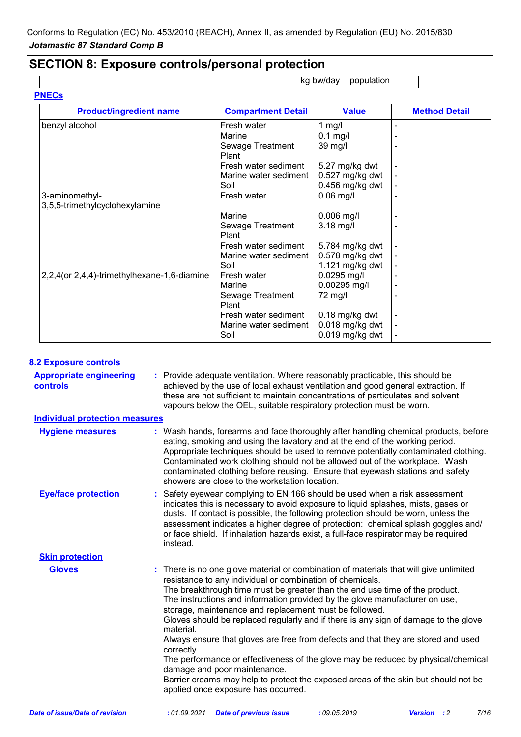## SECTION 8: Exposure controls/personal protection

| | | kg bw/day | population | |
|---|---|---|---|---|

**PNECs**

| Product/ingredient name | Compartment Detail | Value | Method Detail |
|---|---|---|---|
| benzyl alcohol | Fresh water | 1 mg/l | - |
| | Marine | 0.1 mg/l | - |
| | Sewage Treatment Plant | 39 mg/l | - |
| | Fresh water sediment | 5.27 mg/kg dwt | - |
| | Marine water sediment | 0.527 mg/kg dwt | - |
| | Soil | 0.456 mg/kg dwt | - |
| 3-aminomethyl-3,5,5-trimethylcyclohexylamine | Fresh water | 0.06 mg/l | - |
| | Marine | 0.006 mg/l | - |
| | Sewage Treatment Plant | 3.18 mg/l | - |
| | Fresh water sediment | 5.784 mg/kg dwt | - |
| | Marine water sediment | 0.578 mg/kg dwt | - |
| | Soil | 1.121 mg/kg dwt | - |
| 2,2,4(or 2,4,4)-trimethylhexane-1,6-diamine | Fresh water | 0.0295 mg/l | - |
| | Marine | 0.00295 mg/l | - |
| | Sewage Treatment Plant | 72 mg/l | - |
| | Fresh water sediment | 0.18 mg/kg dwt | - |
| | Marine water sediment | 0.018 mg/kg dwt | - |
| | Soil | 0.019 mg/kg dwt | - |

### 8.2 Exposure controls

**Appropriate engineering controls** : Provide adequate ventilation. Where reasonably practicable, this should be achieved by the use of local exhaust ventilation and good general extraction. If these are not sufficient to maintain concentrations of particulates and solvent vapours below the OEL, suitable respiratory protection must be worn.

**Individual protection measures**

**Hygiene measures** : Wash hands, forearms and face thoroughly after handling chemical products, before eating, smoking and using the lavatory and at the end of the working period. Appropriate techniques should be used to remove potentially contaminated clothing. Contaminated work clothing should not be allowed out of the workplace. Wash contaminated clothing before reusing. Ensure that eyewash stations and safety showers are close to the workstation location.

**Eye/face protection** : Safety eyewear complying to EN 166 should be used when a risk assessment indicates this is necessary to avoid exposure to liquid splashes, mists, gases or dusts. If contact is possible, the following protection should be worn, unless the assessment indicates a higher degree of protection: chemical splash goggles and/or face shield. If inhalation hazards exist, a full-face respirator may be required instead.

**Skin protection**

**Gloves** : There is no one glove material or combination of materials that will give unlimited resistance to any individual or combination of chemicals.
The breakthrough time must be greater than the end use time of the product.
The instructions and information provided by the glove manufacturer on use, storage, maintenance and replacement must be followed.
Gloves should be replaced regularly and if there is any sign of damage to the glove material.
Always ensure that gloves are free from defects and that they are stored and used correctly.
The performance or effectiveness of the glove may be reduced by physical/chemical damage and poor maintenance.
Barrier creams may help to protect the exposed areas of the skin but should not be applied once exposure has occurred.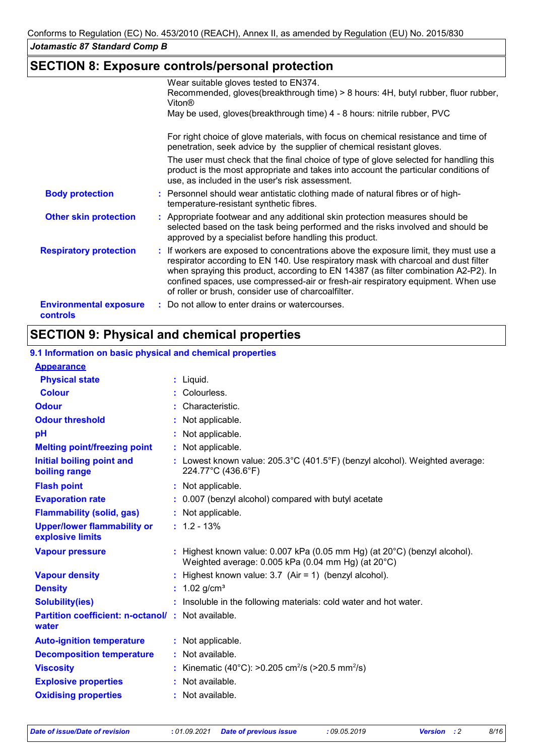## SECTION 8: Exposure controls/personal protection

| | |
|---|---|
| | Wear suitable gloves tested to EN374.<br>Recommended, gloves(breakthrough time) > 8 hours: 4H, butyl rubber, fluor rubber, Viton®<br>May be used, gloves(breakthrough time) 4 - 8 hours: nitrile rubber, PVC<br><br>For right choice of glove materials, with focus on chemical resistance and time of penetration, seek advice by the supplier of chemical resistant gloves.<br>The user must check that the final choice of type of glove selected for handling this product is the most appropriate and takes into account the particular conditions of use, as included in the user's risk assessment. |
| **Body protection** | : Personnel should wear antistatic clothing made of natural fibres or of high-temperature-resistant synthetic fibres. |
| **Other skin protection** | : Appropriate footwear and any additional skin protection measures should be selected based on the task being performed and the risks involved and should be approved by a specialist before handling this product. |
| **Respiratory protection** | : If workers are exposed to concentrations above the exposure limit, they must use a respirator according to EN 140. Use respiratory mask with charcoal and dust filter when spraying this product, according to EN 14387 (as filter combination A2-P2). In confined spaces, use compressed-air or fresh-air respiratory equipment. When use of roller or brush, consider use of charcoalfilter. |
| **Environmental exposure controls** | : Do not allow to enter drains or watercourses. |

## SECTION 9: Physical and chemical properties

### 9.1 Information on basic physical and chemical properties

| | |
|---|---|
| **Appearance** | |
| **Physical state** | : Liquid. |
| **Colour** | : Colourless. |
| **Odour** | : Characteristic. |
| **Odour threshold** | : Not applicable. |
| **pH** | : Not applicable. |
| **Melting point/freezing point** | : Not applicable. |
| **Initial boiling point and boiling range** | : Lowest known value: 205.3°C (401.5°F) (benzyl alcohol). Weighted average: 224.77°C (436.6°F) |
| **Flash point** | : Not applicable. |
| **Evaporation rate** | : 0.007 (benzyl alcohol) compared with butyl acetate |
| **Flammability (solid, gas)** | : Not applicable. |
| **Upper/lower flammability or explosive limits** | : 1.2 - 13% |
| **Vapour pressure** | : Highest known value: 0.007 kPa (0.05 mm Hg) (at 20°C) (benzyl alcohol). Weighted average: 0.005 kPa (0.04 mm Hg) (at 20°C) |
| **Vapour density** | : Highest known value: 3.7 (Air = 1) (benzyl alcohol). |
| **Density** | : 1.02 g/cm³ |
| **Solubility(ies)** | : Insoluble in the following materials: cold water and hot water. |
| **Partition coefficient: n-octanol/ water** | : Not available. |
| **Auto-ignition temperature** | : Not applicable. |
| **Decomposition temperature** | : Not available. |
| **Viscosity** | : Kinematic (40°C): >0.205 $cm^2/s$ (>20.5 $mm^2/s$) |
| **Explosive properties** | : Not available. |
| **Oxidising properties** | : Not available. |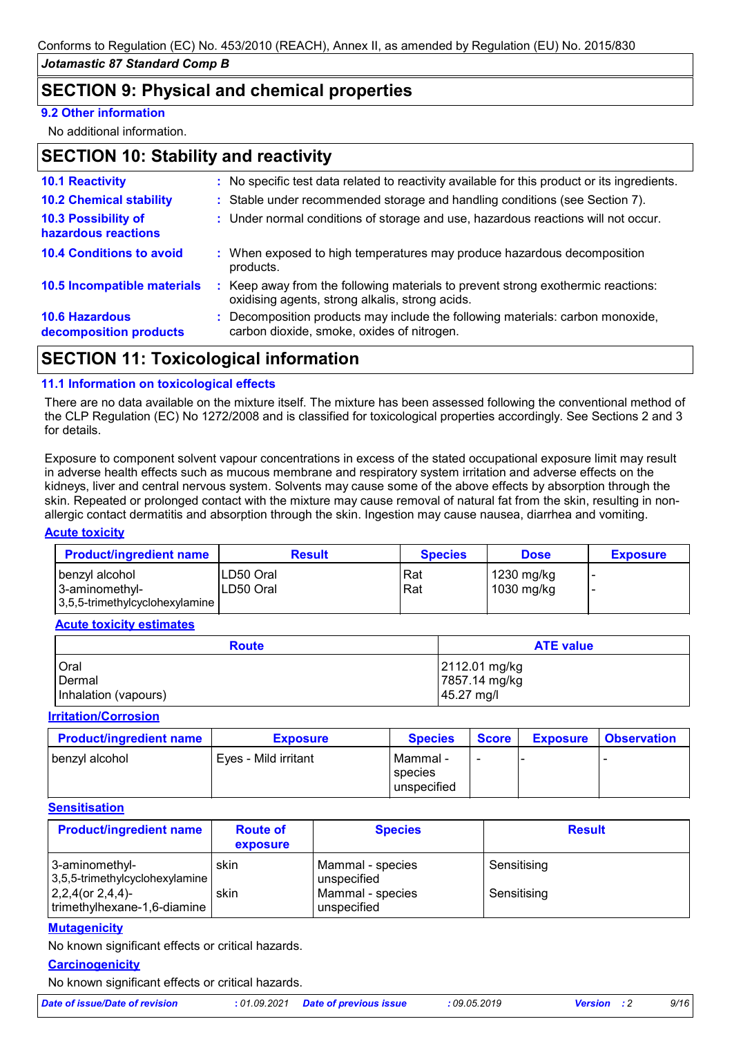## SECTION 9: Physical and chemical properties

### 9.2 Other information

No additional information.

## SECTION 10: Stability and reactivity

**10.1 Reactivity** : No specific test data related to reactivity available for this product or its ingredients.

**10.2 Chemical stability** : Stable under recommended storage and handling conditions (see Section 7).

**10.3 Possibility of hazardous reactions** : Under normal conditions of storage and use, hazardous reactions will not occur.

**10.4 Conditions to avoid** : When exposed to high temperatures may produce hazardous decomposition products.

**10.5 Incompatible materials** : Keep away from the following materials to prevent strong exothermic reactions: oxidising agents, strong alkalis, strong acids.

**10.6 Hazardous decomposition products** : Decomposition products may include the following materials: carbon monoxide, carbon dioxide, smoke, oxides of nitrogen.

## SECTION 11: Toxicological information

### 11.1 Information on toxicological effects

There are no data available on the mixture itself. The mixture has been assessed following the conventional method of the CLP Regulation (EC) No 1272/2008 and is classified for toxicological properties accordingly. See Sections 2 and 3 for details.

Exposure to component solvent vapour concentrations in excess of the stated occupational exposure limit may result in adverse health effects such as mucous membrane and respiratory system irritation and adverse effects on the kidneys, liver and central nervous system. Solvents may cause some of the above effects by absorption through the skin. Repeated or prolonged contact with the mixture may cause removal of natural fat from the skin, resulting in non-allergic contact dermatitis and absorption through the skin. Ingestion may cause nausea, diarrhea and vomiting.

**Acute toxicity**

| Product/ingredient name | Result | Species | Dose | Exposure |
|---|---|---|---|---|
| benzyl alcohol | LD50 Oral | Rat | 1230 mg/kg | - |
| 3-aminomethyl-3,5,5-trimethylcyclohexylamine | LD50 Oral | Rat | 1030 mg/kg | - |

**Acute toxicity estimates**

| Route | ATE value |
|---|---|
| Oral | 2112.01 mg/kg |
| Dermal | 7857.14 mg/kg |
| Inhalation (vapours) | 45.27 mg/l |

**Irritation/Corrosion**

| Product/ingredient name | Exposure | Species | Score | Exposure | Observation |
|---|---|---|---|---|---|
| benzyl alcohol | Eyes - Mild irritant | Mammal - species unspecified | - | - | - |

**Sensitisation**

| Product/ingredient name | Route of exposure | Species | Result |
|---|---|---|---|
| 3-aminomethyl-3,5,5-trimethylcyclohexylamine | skin | Mammal - species unspecified | Sensitising |
| 2,2,4(or 2,4,4)-trimethylhexane-1,6-diamine | skin | Mammal - species unspecified | Sensitising |

**Mutagenicity**

No known significant effects or critical hazards.

**Carcinogenicity**

No known significant effects or critical hazards.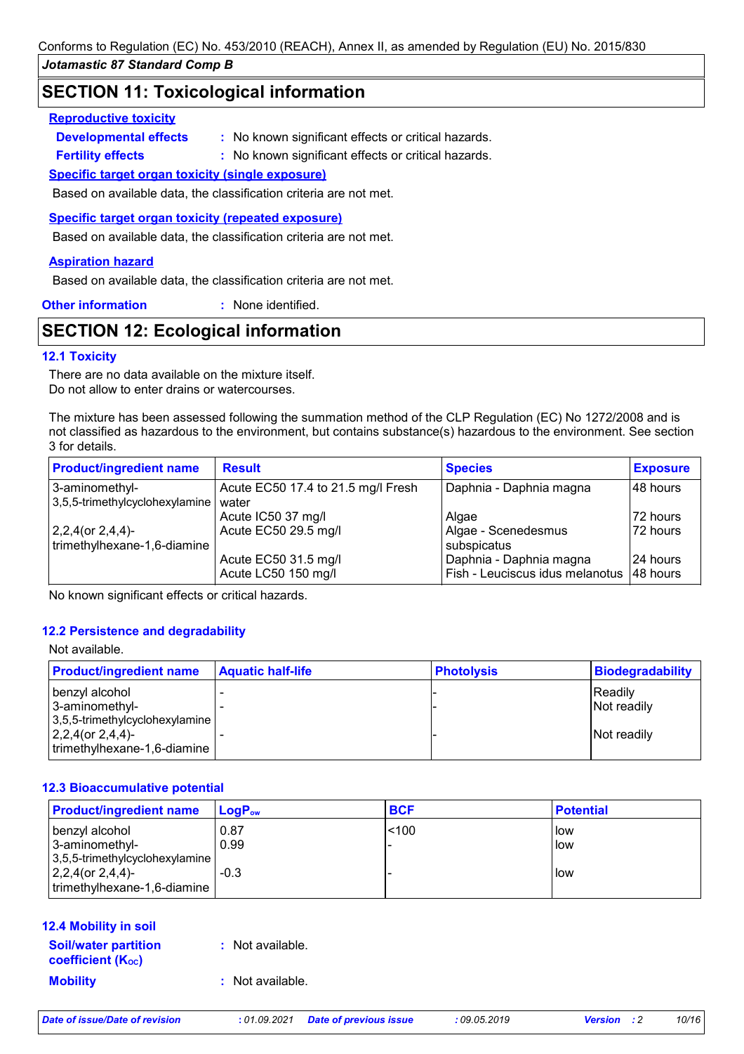## SECTION 11: Toxicological information

**Reproductive toxicity**

**Developmental effects** : No known significant effects or critical hazards.

**Fertility effects** : No known significant effects or critical hazards.

**Specific target organ toxicity (single exposure)**

Based on available data, the classification criteria are not met.

**Specific target organ toxicity (repeated exposure)**

Based on available data, the classification criteria are not met.

**Aspiration hazard**

Based on available data, the classification criteria are not met.

**Other information** : None identified.

## SECTION 12: Ecological information

### 12.1 Toxicity

There are no data available on the mixture itself.
Do not allow to enter drains or watercourses.

The mixture has been assessed following the summation method of the CLP Regulation (EC) No 1272/2008 and is not classified as hazardous to the environment, but contains substance(s) hazardous to the environment. See section 3 for details.

| Product/ingredient name | Result | Species | Exposure |
|---|---|---|---|
| 3-aminomethyl-3,5,5-trimethylcyclohexylamine | Acute EC50 17.4 to 21.5 mg/l Fresh water | Daphnia - Daphnia magna | 48 hours |
| | Acute IC50 37 mg/l | Algae | 72 hours |
| 2,2,4(or 2,4,4)-trimethylhexane-1,6-diamine | Acute EC50 29.5 mg/l | Algae - Scenedesmus subspicatus | 72 hours |
| | Acute EC50 31.5 mg/l | Daphnia - Daphnia magna | 24 hours |
| | Acute LC50 150 mg/l | Fish - Leuciscus idus melanotus | 48 hours |

No known significant effects or critical hazards.

### 12.2 Persistence and degradability

Not available.

| Product/ingredient name | Aquatic half-life | Photolysis | Biodegradability |
|---|---|---|---|
| benzyl alcohol | - | - | Readily |
| 3-aminomethyl-3,5,5-trimethylcyclohexylamine | - | - | Not readily |
| 2,2,4(or 2,4,4)-trimethylhexane-1,6-diamine | - | - | Not readily |

### 12.3 Bioaccumulative potential

| Product/ingredient name | $LogP_{ow}$ | BCF | Potential |
|---|---|---|---|
| benzyl alcohol | 0.87 | <100 | low |
| 3-aminomethyl-3,5,5-trimethylcyclohexylamine | 0.99 | - | low |
| 2,2,4(or 2,4,4)-trimethylhexane-1,6-diamine | -0.3 | - | low |

### 12.4 Mobility in soil

**Soil/water partition coefficient ($K_{OC}$)** : Not available.

**Mobility** : Not available.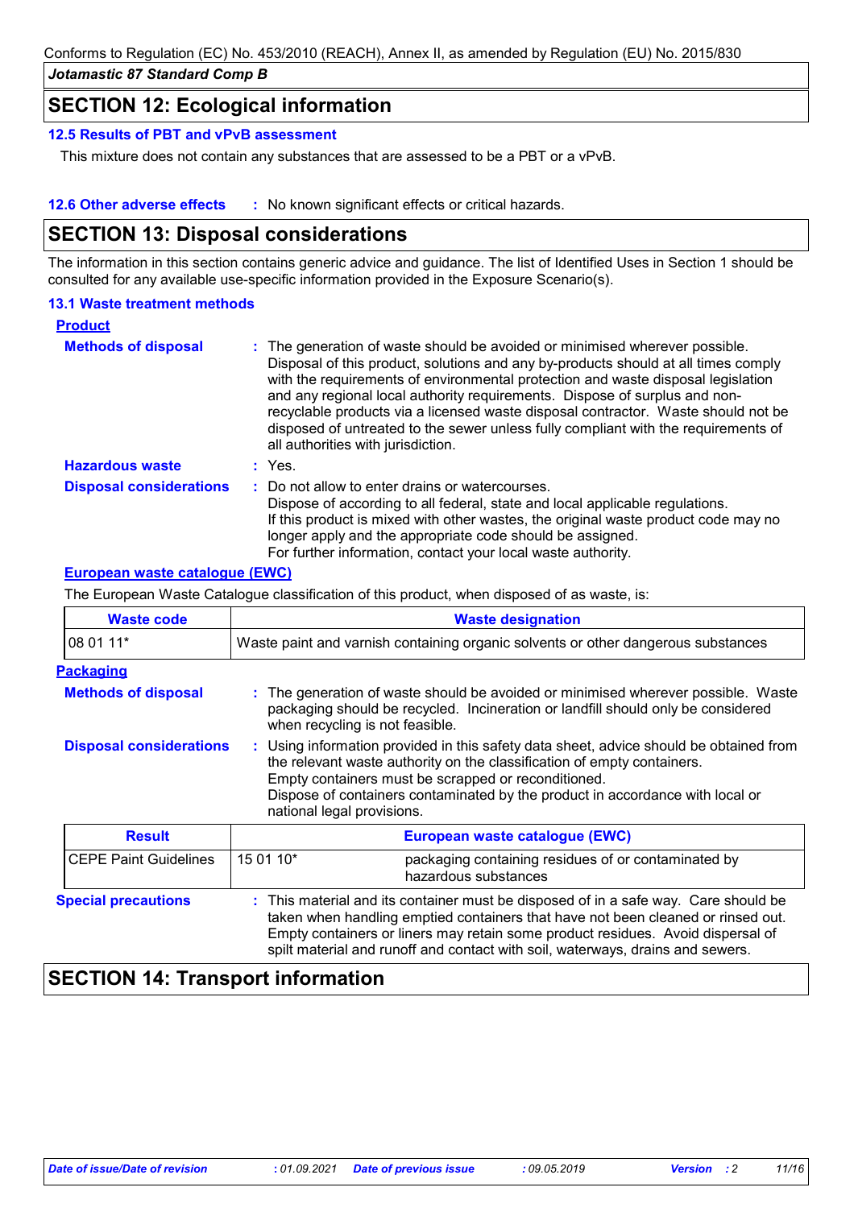## SECTION 12: Ecological information

### 12.5 Results of PBT and vPvB assessment

This mixture does not contain any substances that are assessed to be a PBT or a vPvB.

**12.6 Other adverse effects** : No known significant effects or critical hazards.

## SECTION 13: Disposal considerations

The information in this section contains generic advice and guidance. The list of Identified Uses in Section 1 should be consulted for any available use-specific information provided in the Exposure Scenario(s).

### 13.1 Waste treatment methods

**Product**

**Methods of disposal** : The generation of waste should be avoided or minimised wherever possible. Disposal of this product, solutions and any by-products should at all times comply with the requirements of environmental protection and waste disposal legislation and any regional local authority requirements. Dispose of surplus and non-recyclable products via a licensed waste disposal contractor. Waste should not be disposed of untreated to the sewer unless fully compliant with the requirements of all authorities with jurisdiction.

**Hazardous waste** : Yes.

**Disposal considerations** : Do not allow to enter drains or watercourses.
Dispose of according to all federal, state and local applicable regulations.
If this product is mixed with other wastes, the original waste product code may no longer apply and the appropriate code should be assigned.
For further information, contact your local waste authority.

**European waste catalogue (EWC)**

The European Waste Catalogue classification of this product, when disposed of as waste, is:

| Waste code | Waste designation |
|---|---|
| 08 01 11* | Waste paint and varnish containing organic solvents or other dangerous substances |

**Packaging**

**Methods of disposal** : The generation of waste should be avoided or minimised wherever possible. Waste packaging should be recycled. Incineration or landfill should only be considered when recycling is not feasible.

**Disposal considerations** : Using information provided in this safety data sheet, advice should be obtained from the relevant waste authority on the classification of empty containers.
Empty containers must be scrapped or reconditioned.
Dispose of containers contaminated by the product in accordance with local or national legal provisions.

| Result | European waste catalogue (EWC) | |
|---|---|---|
| CEPE Paint Guidelines | 15 01 10* | packaging containing residues of or contaminated by hazardous substances |

**Special precautions** : This material and its container must be disposed of in a safe way. Care should be taken when handling emptied containers that have not been cleaned or rinsed out. Empty containers or liners may retain some product residues. Avoid dispersal of spilt material and runoff and contact with soil, waterways, drains and sewers.

## SECTION 14: Transport information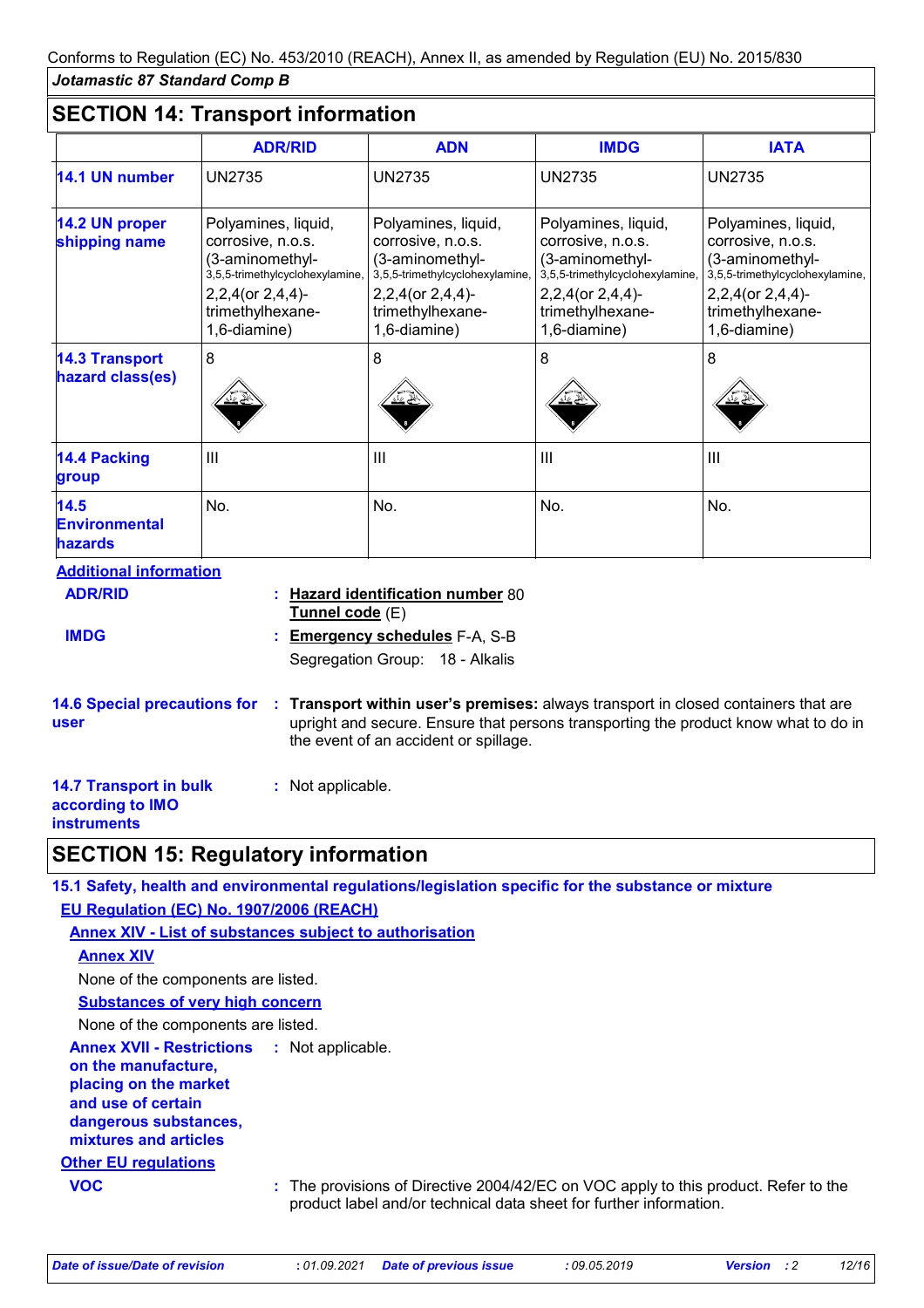## SECTION 14: Transport information

| | ADR/RID | ADN | IMDG | IATA |
|---|---|---|---|---|
| **14.1 UN number** | UN2735 | UN2735 | UN2735 | UN2735 |
| **14.2 UN proper shipping name** | Polyamines, liquid, corrosive, n.o.s. (3-aminomethyl-3,5,5-trimethylcyclohexylamine, 2,2,4(or 2,4,4)-trimethylhexane-1,6-diamine) | Polyamines, liquid, corrosive, n.o.s. (3-aminomethyl-3,5,5-trimethylcyclohexylamine, 2,2,4(or 2,4,4)-trimethylhexane-1,6-diamine) | Polyamines, liquid, corrosive, n.o.s. (3-aminomethyl-3,5,5-trimethylcyclohexylamine, 2,2,4(or 2,4,4)-trimethylhexane-1,6-diamine) | Polyamines, liquid, corrosive, n.o.s. (3-aminomethyl-3,5,5-trimethylcyclohexylamine, 2,2,4(or 2,4,4)-trimethylhexane-1,6-diamine) |
| **14.3 Transport hazard class(es)** | 8 | 8 | 8 | 8 |
| **14.4 Packing group** | III | III | III | III |
| **14.5 Environmental hazards** | No. | No. | No. | No. |

**Additional information**

**ADR/RID** : **Hazard identification number** 80
**Tunnel code** (E)

**IMDG** : **Emergency schedules** F-A, S-B
Segregation Group: 18 - Alkalis

**14.6 Special precautions for user** : **Transport within user's premises:** always transport in closed containers that are upright and secure. Ensure that persons transporting the product know what to do in the event of an accident or spillage.

**14.7 Transport in bulk according to IMO instruments** : Not applicable.

## SECTION 15: Regulatory information

### 15.1 Safety, health and environmental regulations/legislation specific for the substance or mixture

**EU Regulation (EC) No. 1907/2006 (REACH)**

**Annex XIV - List of substances subject to authorisation**

**Annex XIV**

None of the components are listed.

**Substances of very high concern**

None of the components are listed.

**Annex XVII - Restrictions on the manufacture, placing on the market and use of certain dangerous substances, mixtures and articles** : Not applicable.

**Other EU regulations**

**VOC** : The provisions of Directive 2004/42/EC on VOC apply to this product. Refer to the product label and/or technical data sheet for further information.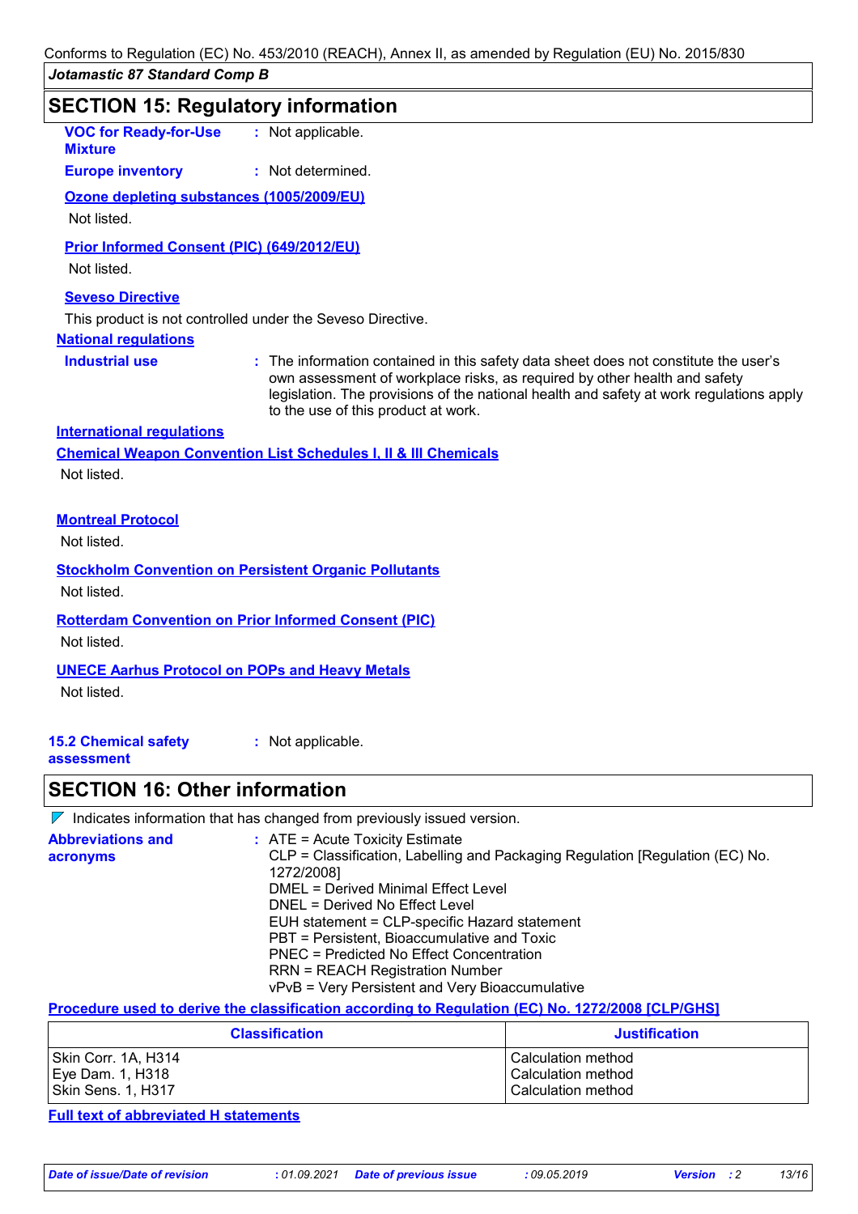## SECTION 15: Regulatory information

**VOC for Ready-for-Use Mixture** : Not applicable.

**Europe inventory** : Not determined.

**Ozone depleting substances (1005/2009/EU)**

Not listed.

**Prior Informed Consent (PIC) (649/2012/EU)**

Not listed.

**Seveso Directive**

This product is not controlled under the Seveso Directive.

**National regulations**

**Industrial use** : The information contained in this safety data sheet does not constitute the user's own assessment of workplace risks, as required by other health and safety legislation. The provisions of the national health and safety at work regulations apply to the use of this product at work.

**International regulations**

**Chemical Weapon Convention List Schedules I, II & III Chemicals**

Not listed.

**Montreal Protocol**

Not listed.

**Stockholm Convention on Persistent Organic Pollutants**

Not listed.

**Rotterdam Convention on Prior Informed Consent (PIC)**

Not listed.

**UNECE Aarhus Protocol on POPs and Heavy Metals**

Not listed.

**15.2 Chemical safety assessment** : Not applicable.

## SECTION 16: Other information

◤ Indicates information that has changed from previously issued version.

**Abbreviations and acronyms** : ATE = Acute Toxicity Estimate
CLP = Classification, Labelling and Packaging Regulation [Regulation (EC) No. 1272/2008]
DMEL = Derived Minimal Effect Level
DNEL = Derived No Effect Level
EUH statement = CLP-specific Hazard statement
PBT = Persistent, Bioaccumulative and Toxic
PNEC = Predicted No Effect Concentration
RRN = REACH Registration Number
vPvB = Very Persistent and Very Bioaccumulative

**Procedure used to derive the classification according to Regulation (EC) No. 1272/2008 [CLP/GHS]**

| Classification | Justification |
|---|---|
| Skin Corr. 1A, H314<br>Eye Dam. 1, H318<br>Skin Sens. 1, H317 | Calculation method<br>Calculation method<br>Calculation method |

**Full text of abbreviated H statements**

| Date of issue/Date of revision | : 01.09.2021 | Date of previous issue | : 09.05.2019 | Version : 2 |
|---|---|---|---|---|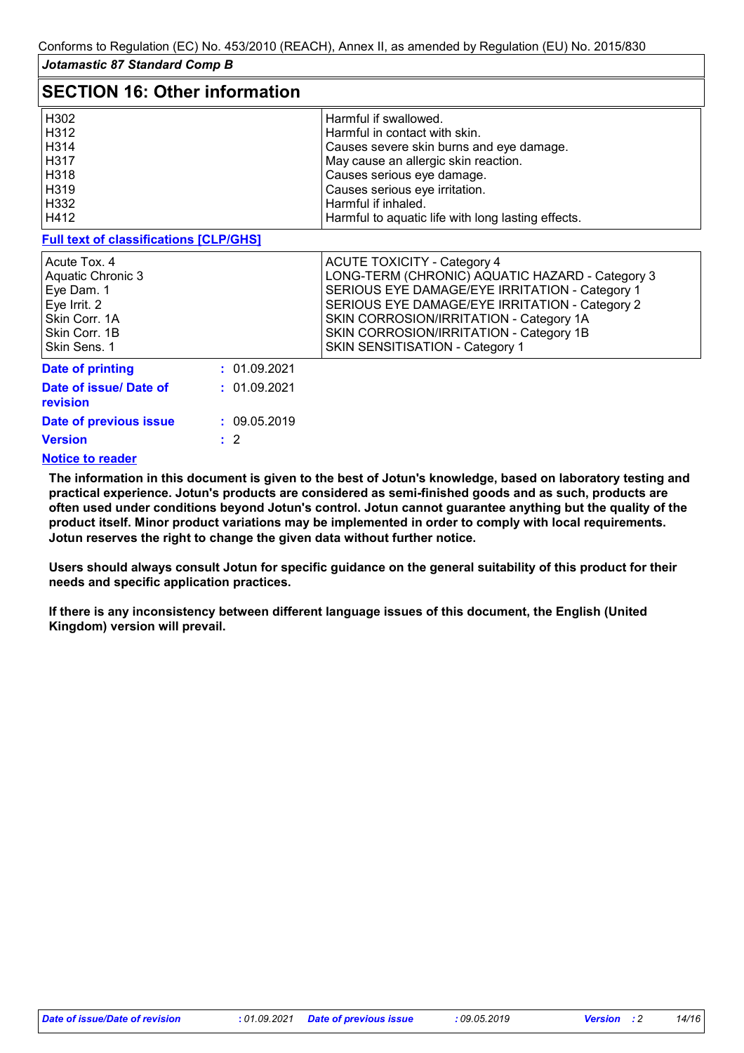## SECTION 16: Other information

| | |
|---|---|
| H302 | Harmful if swallowed. |
| H312 | Harmful in contact with skin. |
| H314 | Causes severe skin burns and eye damage. |
| H317 | May cause an allergic skin reaction. |
| H318 | Causes serious eye damage. |
| H319 | Causes serious eye irritation. |
| H332 | Harmful if inhaled. |
| H412 | Harmful to aquatic life with long lasting effects. |

**Full text of classifications [CLP/GHS]**

| | |
|---|---|
| Acute Tox. 4 | ACUTE TOXICITY - Category 4 |
| Aquatic Chronic 3 | LONG-TERM (CHRONIC) AQUATIC HAZARD - Category 3 |
| Eye Dam. 1 | SERIOUS EYE DAMAGE/EYE IRRITATION - Category 1 |
| Eye Irrit. 2 | SERIOUS EYE DAMAGE/EYE IRRITATION - Category 2 |
| Skin Corr. 1A | SKIN CORROSION/IRRITATION - Category 1A |
| Skin Corr. 1B | SKIN CORROSION/IRRITATION - Category 1B |
| Skin Sens. 1 | SKIN SENSITISATION - Category 1 |

**Date of printing** : 01.09.2021

**Date of issue/ Date of revision** : 01.09.2021

**Date of previous issue** : 09.05.2019

**Version** : 2

**Notice to reader**

**The information in this document is given to the best of Jotun's knowledge, based on laboratory testing and practical experience. Jotun's products are considered as semi-finished goods and as such, products are often used under conditions beyond Jotun's control. Jotun cannot guarantee anything but the quality of the product itself. Minor product variations may be implemented in order to comply with local requirements. Jotun reserves the right to change the given data without further notice.**

**Users should always consult Jotun for specific guidance on the general suitability of this product for their needs and specific application practices.**

**If there is any inconsistency between different language issues of this document, the English (United Kingdom) version will prevail.**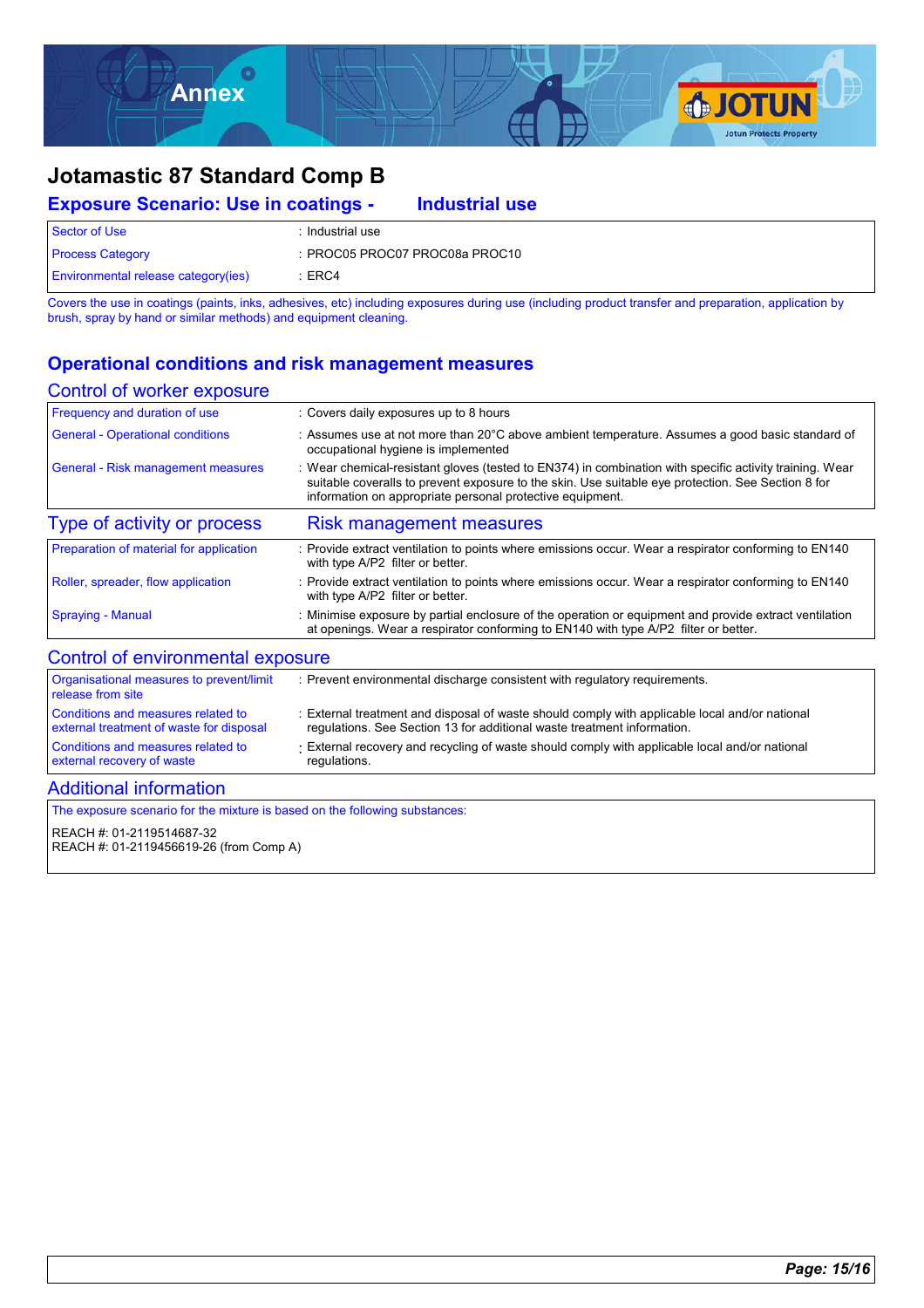# Annex

## Jotamastic 87 Standard Comp B

### Exposure Scenario: Use in coatings - Industrial use

| | |
|---|---|
| Sector of Use | : Industrial use |
| Process Category | : PROC05 PROC07 PROC08a PROC10 |
| Environmental release category(ies) | : ERC4 |

Covers the use in coatings (paints, inks, adhesives, etc) including exposures during use (including product transfer and preparation, application by brush, spray by hand or similar methods) and equipment cleaning.

### Operational conditions and risk management measures

#### Control of worker exposure

| | |
|---|---|
| Frequency and duration of use | : Covers daily exposures up to 8 hours |
| General - Operational conditions | : Assumes use at not more than 20°C above ambient temperature. Assumes a good basic standard of occupational hygiene is implemented |
| General - Risk management measures | : Wear chemical-resistant gloves (tested to EN374) in combination with specific activity training. Wear suitable coveralls to prevent exposure to the skin. Use suitable eye protection. See Section 8 for information on appropriate personal protective equipment. |

| Type of activity or process | Risk management measures |
|---|---|
| Preparation of material for application | : Provide extract ventilation to points where emissions occur. Wear a respirator conforming to EN140 with type A/P2 filter or better. |
| Roller, spreader, flow application | : Provide extract ventilation to points where emissions occur. Wear a respirator conforming to EN140 with type A/P2 filter or better. |
| Spraying - Manual | : Minimise exposure by partial enclosure of the operation or equipment and provide extract ventilation at openings. Wear a respirator conforming to EN140 with type A/P2 filter or better. |

#### Control of environmental exposure

| | |
|---|---|
| Organisational measures to prevent/limit release from site | : Prevent environmental discharge consistent with regulatory requirements. |
| Conditions and measures related to external treatment of waste for disposal | : External treatment and disposal of waste should comply with applicable local and/or national regulations. See Section 13 for additional waste treatment information. |
| Conditions and measures related to external recovery of waste | : External recovery and recycling of waste should comply with applicable local and/or national regulations. |

#### Additional information

The exposure scenario for the mixture is based on the following substances:

REACH #: 01-2119514687-32
REACH #: 01-2119456619-26 (from Comp A)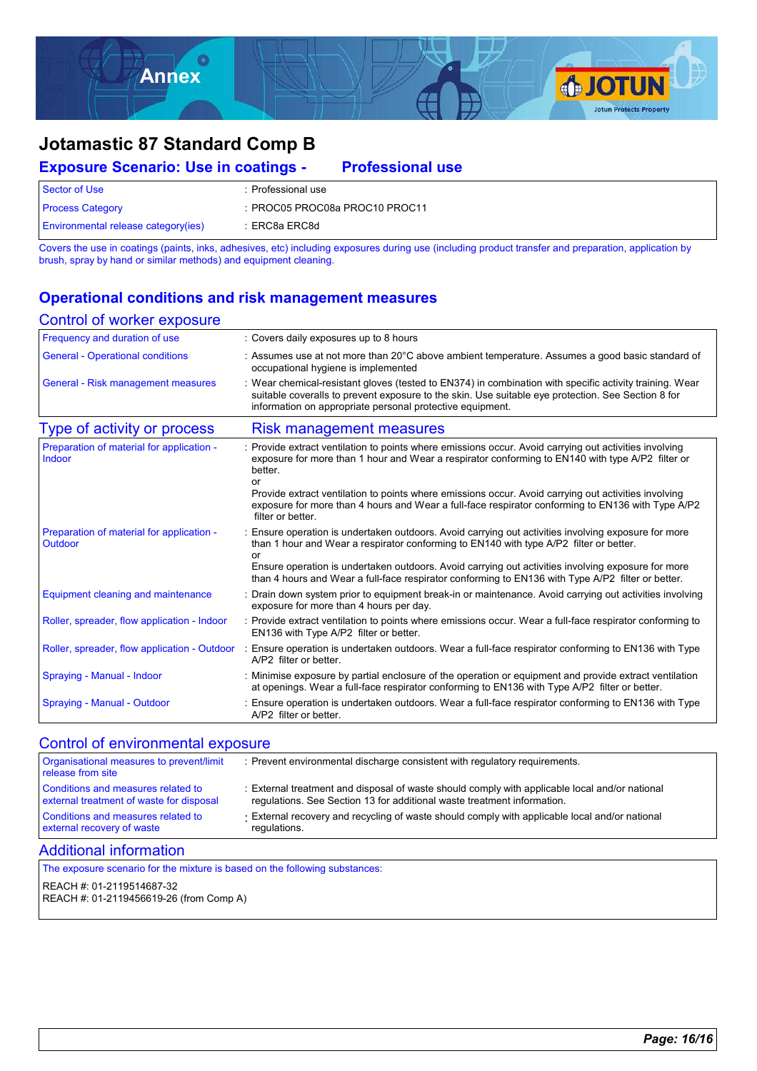# Jotamastic 87 Standard Comp B

## Exposure Scenario: Use in coatings - Professional use

| | |
|---|---|
| Sector of Use | : Professional use |
| Process Category | : PROC05 PROC08a PROC10 PROC11 |
| Environmental release category(ies) | : ERC8a ERC8d |

Covers the use in coatings (paints, inks, adhesives, etc) including exposures during use (including product transfer and preparation, application by brush, spray by hand or similar methods) and equipment cleaning.

## Operational conditions and risk management measures

### Control of worker exposure

| | |
|---|---|
| Frequency and duration of use | : Covers daily exposures up to 8 hours |
| General - Operational conditions | : Assumes use at not more than 20°C above ambient temperature. Assumes a good basic standard of occupational hygiene is implemented |
| General - Risk management measures | : Wear chemical-resistant gloves (tested to EN374) in combination with specific activity training. Wear suitable coveralls to prevent exposure to the skin. Use suitable eye protection. See Section 8 for information on appropriate personal protective equipment. |

| Type of activity or process | Risk management measures |
|---|---|
| Preparation of material for application - Indoor | : Provide extract ventilation to points where emissions occur. Avoid carrying out activities involving exposure for more than 1 hour and Wear a respirator conforming to EN140 with type A/P2 filter or better.<br>or<br>Provide extract ventilation to points where emissions occur. Avoid carrying out activities involving exposure for more than 4 hours and Wear a full-face respirator conforming to EN136 with Type A/P2 filter or better. |
| Preparation of material for application - Outdoor | : Ensure operation is undertaken outdoors. Avoid carrying out activities involving exposure for more than 1 hour and Wear a respirator conforming to EN140 with type A/P2 filter or better.<br>or<br>Ensure operation is undertaken outdoors. Avoid carrying out activities involving exposure for more than 4 hours and Wear a full-face respirator conforming to EN136 with Type A/P2 filter or better. |
| Equipment cleaning and maintenance | : Drain down system prior to equipment break-in or maintenance. Avoid carrying out activities involving exposure for more than 4 hours per day. |
| Roller, spreader, flow application - Indoor | : Provide extract ventilation to points where emissions occur. Wear a full-face respirator conforming to EN136 with Type A/P2 filter or better. |
| Roller, spreader, flow application - Outdoor | : Ensure operation is undertaken outdoors. Wear a full-face respirator conforming to EN136 with Type A/P2 filter or better. |
| Spraying - Manual - Indoor | : Minimise exposure by partial enclosure of the operation or equipment and provide extract ventilation at openings. Wear a full-face respirator conforming to EN136 with Type A/P2 filter or better. |
| Spraying - Manual - Outdoor | : Ensure operation is undertaken outdoors. Wear a full-face respirator conforming to EN136 with Type A/P2 filter or better. |

### Control of environmental exposure

| | |
|---|---|
| Organisational measures to prevent/limit release from site | : Prevent environmental discharge consistent with regulatory requirements. |
| Conditions and measures related to external treatment of waste for disposal | : External treatment and disposal of waste should comply with applicable local and/or national regulations. See Section 13 for additional waste treatment information. |
| Conditions and measures related to external recovery of waste | : External recovery and recycling of waste should comply with applicable local and/or national regulations. |

### Additional information

The exposure scenario for the mixture is based on the following substances:

REACH #: 01-2119514687-32
REACH #: 01-2119456619-26 (from Comp A)